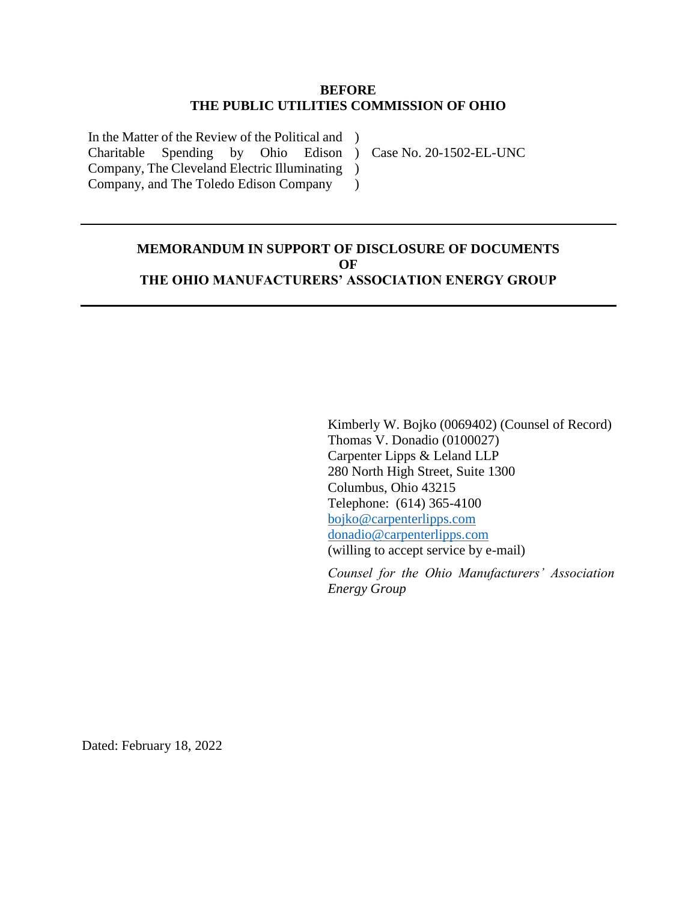**BEFORE**
**THE PUBLIC UTILITIES COMMISSION OF OHIO**

| | | |
|---|---|---|
| In the Matter of the Review of the Political and Charitable Spending by Ohio Edison Company, The Cleveland Electric Illuminating Company, and The Toledo Edison Company | ) ) ) ) | Case No. 20-1502-EL-UNC |

---

**MEMORANDUM IN SUPPORT OF DISCLOSURE OF DOCUMENTS OF THE OHIO MANUFACTURERS' ASSOCIATION ENERGY GROUP**

---

Kimberly W. Bojko (0069402) (Counsel of Record)
Thomas V. Donadio (0100027)
Carpenter Lipps & Leland LLP
280 North High Street, Suite 1300
Columbus, Ohio 43215
Telephone: (614) 365-4100
bojko@carpenterlipps.com
donadio@carpenterlipps.com
(willing to accept service by e-mail)

*Counsel for the Ohio Manufacturers' Association Energy Group*

Dated: February 18, 2022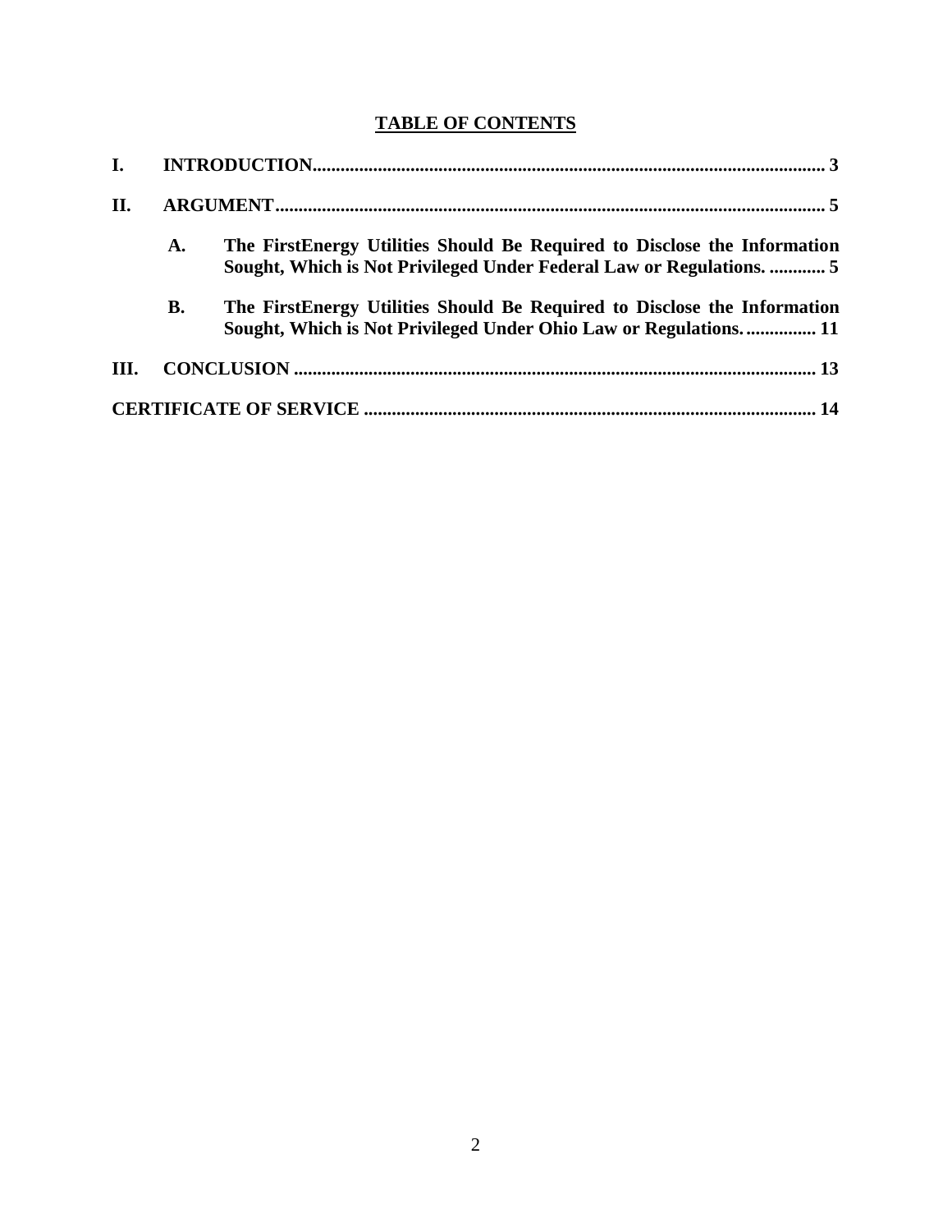## TABLE OF CONTENTS

**I. INTRODUCTION** ........................................................................ 3

**II. ARGUMENT** ........................................................................ 5

- **A. The FirstEnergy Utilities Should Be Required to Disclose the Information Sought, Which is Not Privileged Under Federal Law or Regulations.** ............ 5

- **B. The FirstEnergy Utilities Should Be Required to Disclose the Information Sought, Which is Not Privileged Under Ohio Law or Regulations.** ............... 11

**III. CONCLUSION** ........................................................................ 13

**CERTIFICATE OF SERVICE** ........................................................................ 14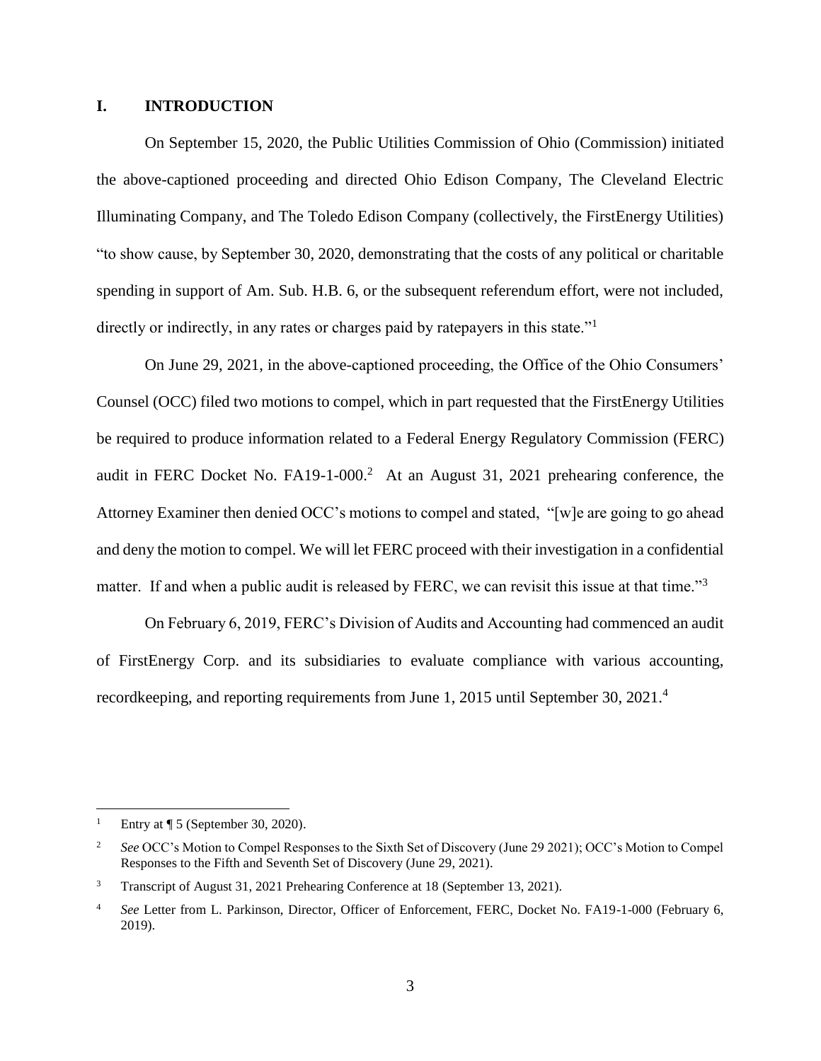## I. INTRODUCTION

On September 15, 2020, the Public Utilities Commission of Ohio (Commission) initiated the above-captioned proceeding and directed Ohio Edison Company, The Cleveland Electric Illuminating Company, and The Toledo Edison Company (collectively, the FirstEnergy Utilities) "to show cause, by September 30, 2020, demonstrating that the costs of any political or charitable spending in support of Am. Sub. H.B. 6, or the subsequent referendum effort, were not included, directly or indirectly, in any rates or charges paid by ratepayers in this state."[1]

On June 29, 2021, in the above-captioned proceeding, the Office of the Ohio Consumers' Counsel (OCC) filed two motions to compel, which in part requested that the FirstEnergy Utilities be required to produce information related to a Federal Energy Regulatory Commission (FERC) audit in FERC Docket No. FA19-1-000.[2] At an August 31, 2021 prehearing conference, the Attorney Examiner then denied OCC's motions to compel and stated, "[w]e are going to go ahead and deny the motion to compel. We will let FERC proceed with their investigation in a confidential matter. If and when a public audit is released by FERC, we can revisit this issue at that time."[3]

On February 6, 2019, FERC's Division of Audits and Accounting had commenced an audit of FirstEnergy Corp. and its subsidiaries to evaluate compliance with various accounting, recordkeeping, and reporting requirements from June 1, 2015 until September 30, 2021.[4]

---

[1] Entry at ¶ 5 (September 30, 2020).

[2] *See* OCC's Motion to Compel Responses to the Sixth Set of Discovery (June 29 2021); OCC's Motion to Compel Responses to the Fifth and Seventh Set of Discovery (June 29, 2021).

[3] Transcript of August 31, 2021 Prehearing Conference at 18 (September 13, 2021).

[4] *See* Letter from L. Parkinson, Director, Officer of Enforcement, FERC, Docket No. FA19-1-000 (February 6, 2019).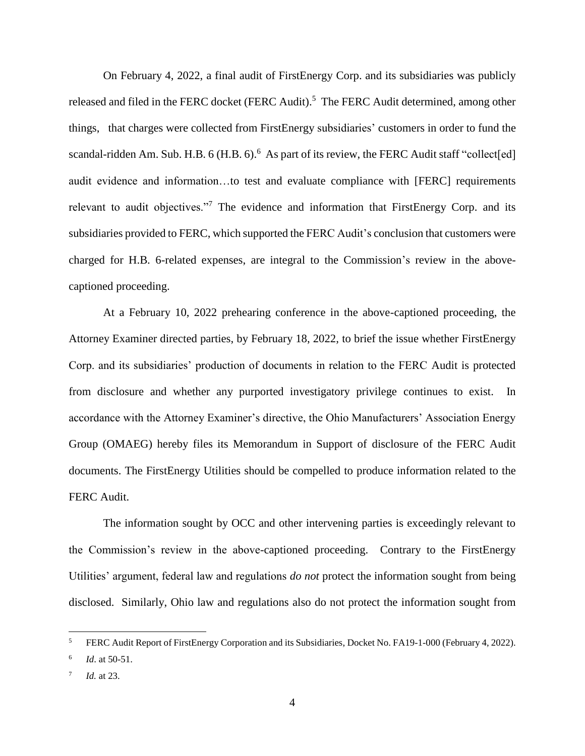On February 4, 2022, a final audit of FirstEnergy Corp. and its subsidiaries was publicly released and filed in the FERC docket (FERC Audit).[5] The FERC Audit determined, among other things, that charges were collected from FirstEnergy subsidiaries' customers in order to fund the scandal-ridden Am. Sub. H.B. 6 (H.B. 6).[6] As part of its review, the FERC Audit staff "collect[ed] audit evidence and information…to test and evaluate compliance with [FERC] requirements relevant to audit objectives."[7] The evidence and information that FirstEnergy Corp. and its subsidiaries provided to FERC, which supported the FERC Audit's conclusion that customers were charged for H.B. 6-related expenses, are integral to the Commission's review in the above-captioned proceeding.

At a February 10, 2022 prehearing conference in the above-captioned proceeding, the Attorney Examiner directed parties, by February 18, 2022, to brief the issue whether FirstEnergy Corp. and its subsidiaries' production of documents in relation to the FERC Audit is protected from disclosure and whether any purported investigatory privilege continues to exist. In accordance with the Attorney Examiner's directive, the Ohio Manufacturers' Association Energy Group (OMAEG) hereby files its Memorandum in Support of disclosure of the FERC Audit documents. The FirstEnergy Utilities should be compelled to produce information related to the FERC Audit.

The information sought by OCC and other intervening parties is exceedingly relevant to the Commission's review in the above-captioned proceeding. Contrary to the FirstEnergy Utilities' argument, federal law and regulations *do not* protect the information sought from being disclosed. Similarly, Ohio law and regulations also do not protect the information sought from

---

[5] FERC Audit Report of FirstEnergy Corporation and its Subsidiaries, Docket No. FA19-1-000 (February 4, 2022).

[6] *Id*. at 50-51.

[7] *Id.* at 23.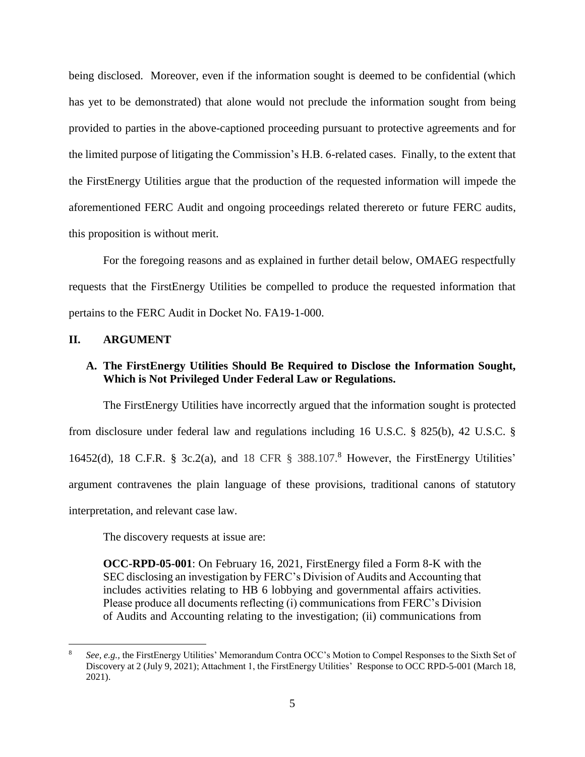being disclosed. Moreover, even if the information sought is deemed to be confidential (which has yet to be demonstrated) that alone would not preclude the information sought from being provided to parties in the above-captioned proceeding pursuant to protective agreements and for the limited purpose of litigating the Commission's H.B. 6-related cases. Finally, to the extent that the FirstEnergy Utilities argue that the production of the requested information will impede the aforementioned FERC Audit and ongoing proceedings related therereto or future FERC audits, this proposition is without merit.

For the foregoing reasons and as explained in further detail below, OMAEG respectfully requests that the FirstEnergy Utilities be compelled to produce the requested information that pertains to the FERC Audit in Docket No. FA19-1-000.

## II. ARGUMENT

### A. The FirstEnergy Utilities Should Be Required to Disclose the Information Sought, Which is Not Privileged Under Federal Law or Regulations.

The FirstEnergy Utilities have incorrectly argued that the information sought is protected from disclosure under federal law and regulations including 16 U.S.C. § 825(b), 42 U.S.C. § 16452(d), 18 C.F.R. § 3c.2(a), and 18 CFR § 388.107.[8] However, the FirstEnergy Utilities' argument contravenes the plain language of these provisions, traditional canons of statutory interpretation, and relevant case law.

The discovery requests at issue are:

> **OCC-RPD-05-001**: On February 16, 2021, FirstEnergy filed a Form 8-K with the SEC disclosing an investigation by FERC's Division of Audits and Accounting that includes activities relating to HB 6 lobbying and governmental affairs activities. Please produce all documents reflecting (i) communications from FERC's Division of Audits and Accounting relating to the investigation; (ii) communications from

---

[8] *See, e.g.*, the FirstEnergy Utilities' Memorandum Contra OCC's Motion to Compel Responses to the Sixth Set of Discovery at 2 (July 9, 2021); Attachment 1, the FirstEnergy Utilities' Response to OCC RPD-5-001 (March 18, 2021).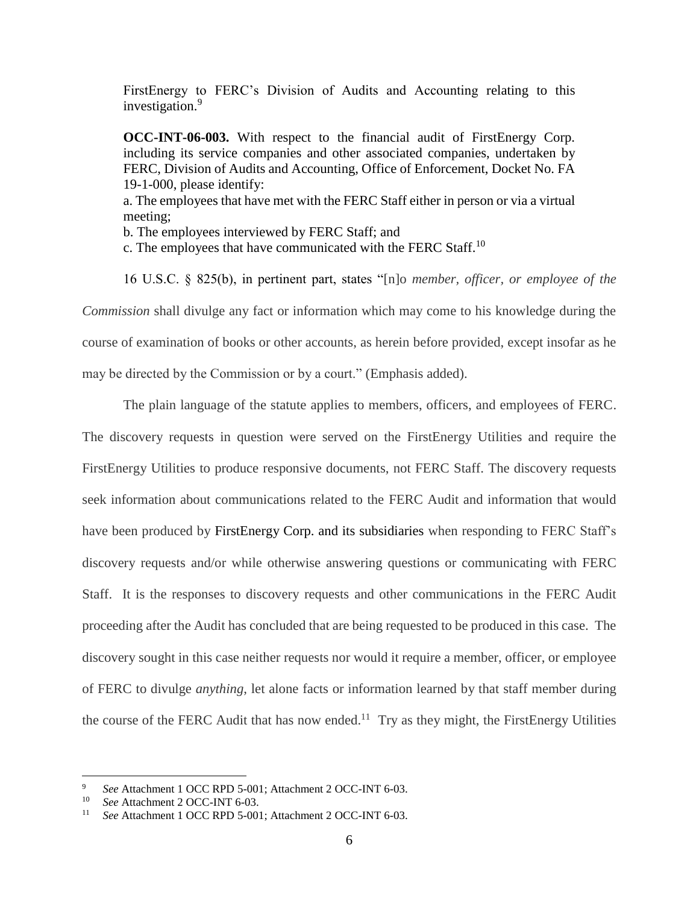FirstEnergy to FERC's Division of Audits and Accounting relating to this investigation.[9]

**OCC-INT-06-003.** With respect to the financial audit of FirstEnergy Corp. including its service companies and other associated companies, undertaken by FERC, Division of Audits and Accounting, Office of Enforcement, Docket No. FA 19-1-000, please identify:
a. The employees that have met with the FERC Staff either in person or via a virtual meeting;
b. The employees interviewed by FERC Staff; and
c. The employees that have communicated with the FERC Staff.[10]

16 U.S.C. § 825(b), in pertinent part, states "[n]o *member, officer, or employee of the Commission* shall divulge any fact or information which may come to his knowledge during the course of examination of books or other accounts, as herein before provided, except insofar as he may be directed by the Commission or by a court." (Emphasis added).

The plain language of the statute applies to members, officers, and employees of FERC. The discovery requests in question were served on the FirstEnergy Utilities and require the FirstEnergy Utilities to produce responsive documents, not FERC Staff. The discovery requests seek information about communications related to the FERC Audit and information that would have been produced by FirstEnergy Corp. and its subsidiaries when responding to FERC Staff's discovery requests and/or while otherwise answering questions or communicating with FERC Staff. It is the responses to discovery requests and other communications in the FERC Audit proceeding after the Audit has concluded that are being requested to be produced in this case. The discovery sought in this case neither requests nor would it require a member, officer, or employee of FERC to divulge *anything*, let alone facts or information learned by that staff member during the course of the FERC Audit that has now ended.[11] Try as they might, the FirstEnergy Utilities

---

[9] *See* Attachment 1 OCC RPD 5-001; Attachment 2 OCC-INT 6-03.

[10] *See* Attachment 2 OCC-INT 6-03.

[11] *See* Attachment 1 OCC RPD 5-001; Attachment 2 OCC-INT 6-03.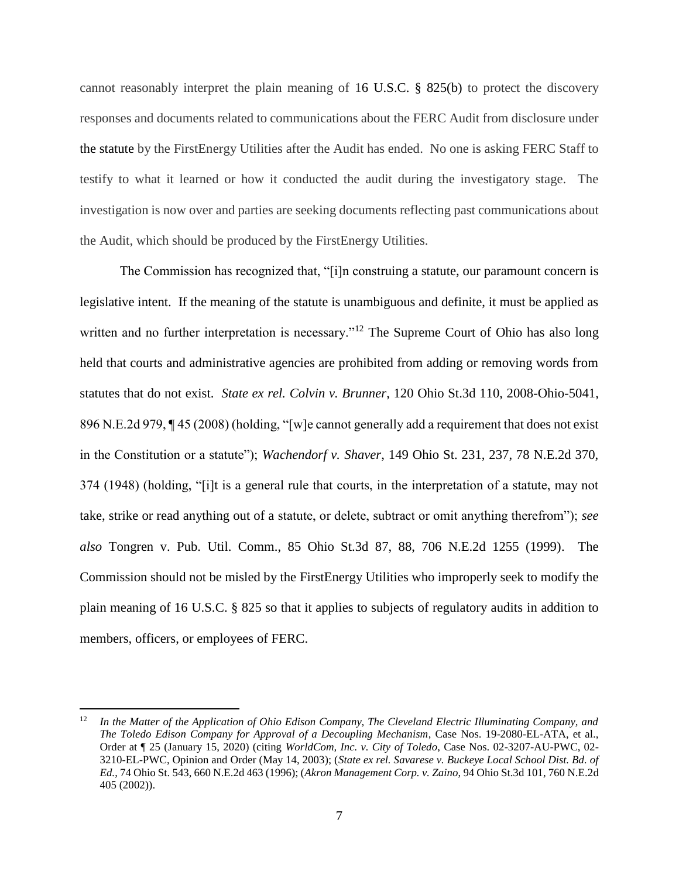cannot reasonably interpret the plain meaning of 16 U.S.C. § 825(b) to protect the discovery responses and documents related to communications about the FERC Audit from disclosure under the statute by the FirstEnergy Utilities after the Audit has ended. No one is asking FERC Staff to testify to what it learned or how it conducted the audit during the investigatory stage. The investigation is now over and parties are seeking documents reflecting past communications about the Audit, which should be produced by the FirstEnergy Utilities.

The Commission has recognized that, "[i]n construing a statute, our paramount concern is legislative intent. If the meaning of the statute is unambiguous and definite, it must be applied as written and no further interpretation is necessary."[12] The Supreme Court of Ohio has also long held that courts and administrative agencies are prohibited from adding or removing words from statutes that do not exist. *State ex rel. Colvin v. Brunner*, 120 Ohio St.3d 110, 2008-Ohio-5041, 896 N.E.2d 979, ¶ 45 (2008) (holding, "[w]e cannot generally add a requirement that does not exist in the Constitution or a statute"); *Wachendorf v. Shaver*, 149 Ohio St. 231, 237, 78 N.E.2d 370, 374 (1948) (holding, "[i]t is a general rule that courts, in the interpretation of a statute, may not take, strike or read anything out of a statute, or delete, subtract or omit anything therefrom"); *see also* Tongren v. Pub. Util. Comm., 85 Ohio St.3d 87, 88, 706 N.E.2d 1255 (1999). The Commission should not be misled by the FirstEnergy Utilities who improperly seek to modify the plain meaning of 16 U.S.C. § 825 so that it applies to subjects of regulatory audits in addition to members, officers, or employees of FERC.

---

[12] *In the Matter of the Application of Ohio Edison Company, The Cleveland Electric Illuminating Company, and The Toledo Edison Company for Approval of a Decoupling Mechanism*, Case Nos. 19-2080-EL-ATA, et al., Order at ¶ 25 (January 15, 2020) (citing *WorldCom, Inc. v. City of Toledo*, Case Nos. 02-3207-AU-PWC, 02-3210-EL-PWC, Opinion and Order (May 14, 2003); (*State ex rel. Savarese v. Buckeye Local School Dist. Bd. of Ed.*, 74 Ohio St. 543, 660 N.E.2d 463 (1996); (*Akron Management Corp. v. Zaino*, 94 Ohio St.3d 101, 760 N.E.2d 405 (2002)).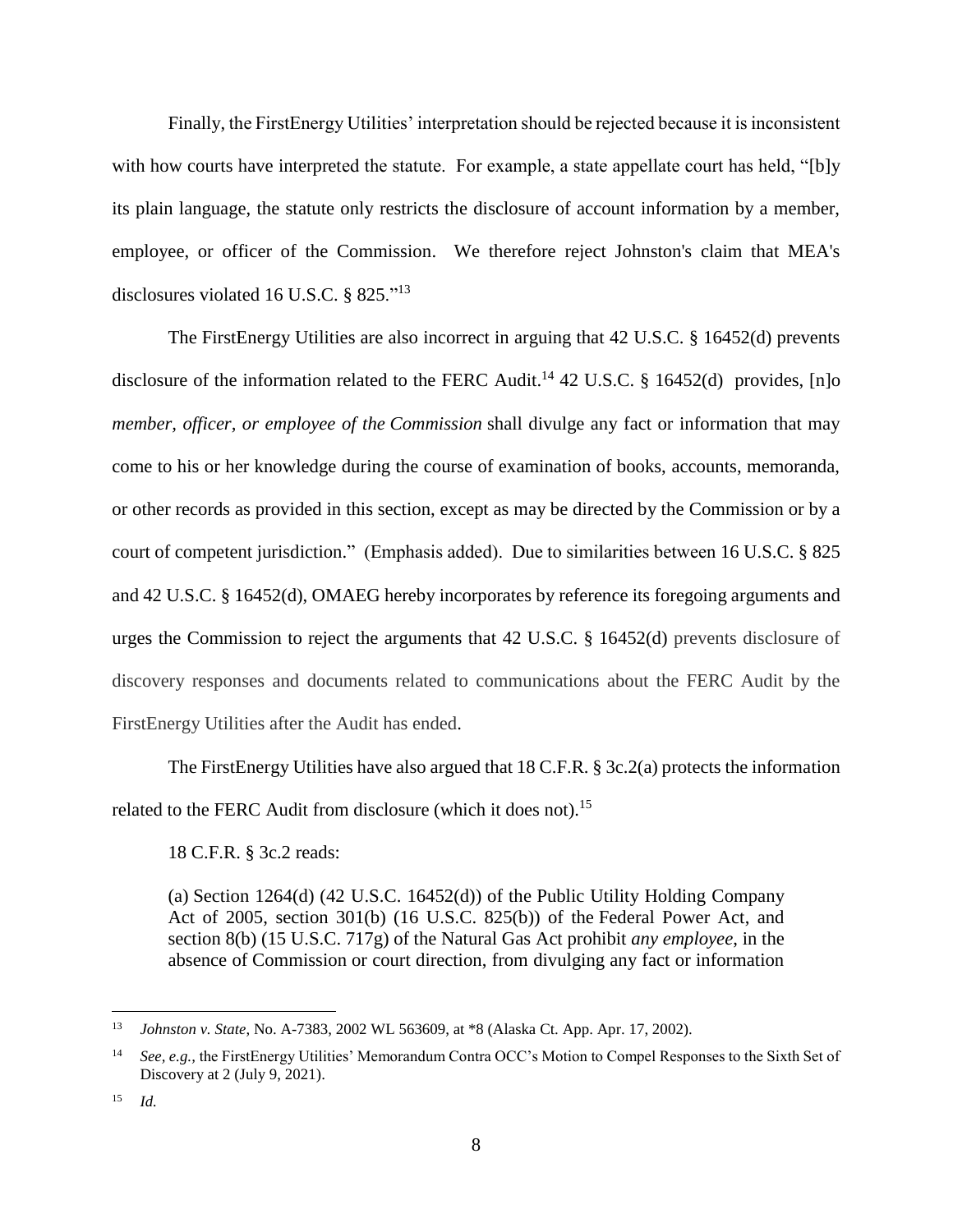Finally, the FirstEnergy Utilities' interpretation should be rejected because it is inconsistent with how courts have interpreted the statute. For example, a state appellate court has held, "[b]y its plain language, the statute only restricts the disclosure of account information by a member, employee, or officer of the Commission. We therefore reject Johnston's claim that MEA's disclosures violated 16 U.S.C. § 825."[13]

The FirstEnergy Utilities are also incorrect in arguing that 42 U.S.C. § 16452(d) prevents disclosure of the information related to the FERC Audit.[14] 42 U.S.C. § 16452(d) provides, [n]o *member, officer, or employee of the Commission* shall divulge any fact or information that may come to his or her knowledge during the course of examination of books, accounts, memoranda, or other records as provided in this section, except as may be directed by the Commission or by a court of competent jurisdiction." (Emphasis added). Due to similarities between 16 U.S.C. § 825 and 42 U.S.C. § 16452(d), OMAEG hereby incorporates by reference its foregoing arguments and urges the Commission to reject the arguments that 42 U.S.C. § 16452(d) prevents disclosure of discovery responses and documents related to communications about the FERC Audit by the FirstEnergy Utilities after the Audit has ended.

The FirstEnergy Utilities have also argued that 18 C.F.R. § 3c.2(a) protects the information related to the FERC Audit from disclosure (which it does not).[15]

18 C.F.R. § 3c.2 reads:

> (a) Section 1264(d) (42 U.S.C. 16452(d)) of the Public Utility Holding Company Act of 2005, section 301(b) (16 U.S.C. 825(b)) of the Federal Power Act, and section 8(b) (15 U.S.C. 717g) of the Natural Gas Act prohibit *any employee*, in the absence of Commission or court direction, from divulging any fact or information

---

[13] *Johnston v. State*, No. A-7383, 2002 WL 563609, at *8 (Alaska Ct. App. Apr. 17, 2002).

[14] *See, e.g.,* the FirstEnergy Utilities' Memorandum Contra OCC's Motion to Compel Responses to the Sixth Set of Discovery at 2 (July 9, 2021).

[15] *Id.*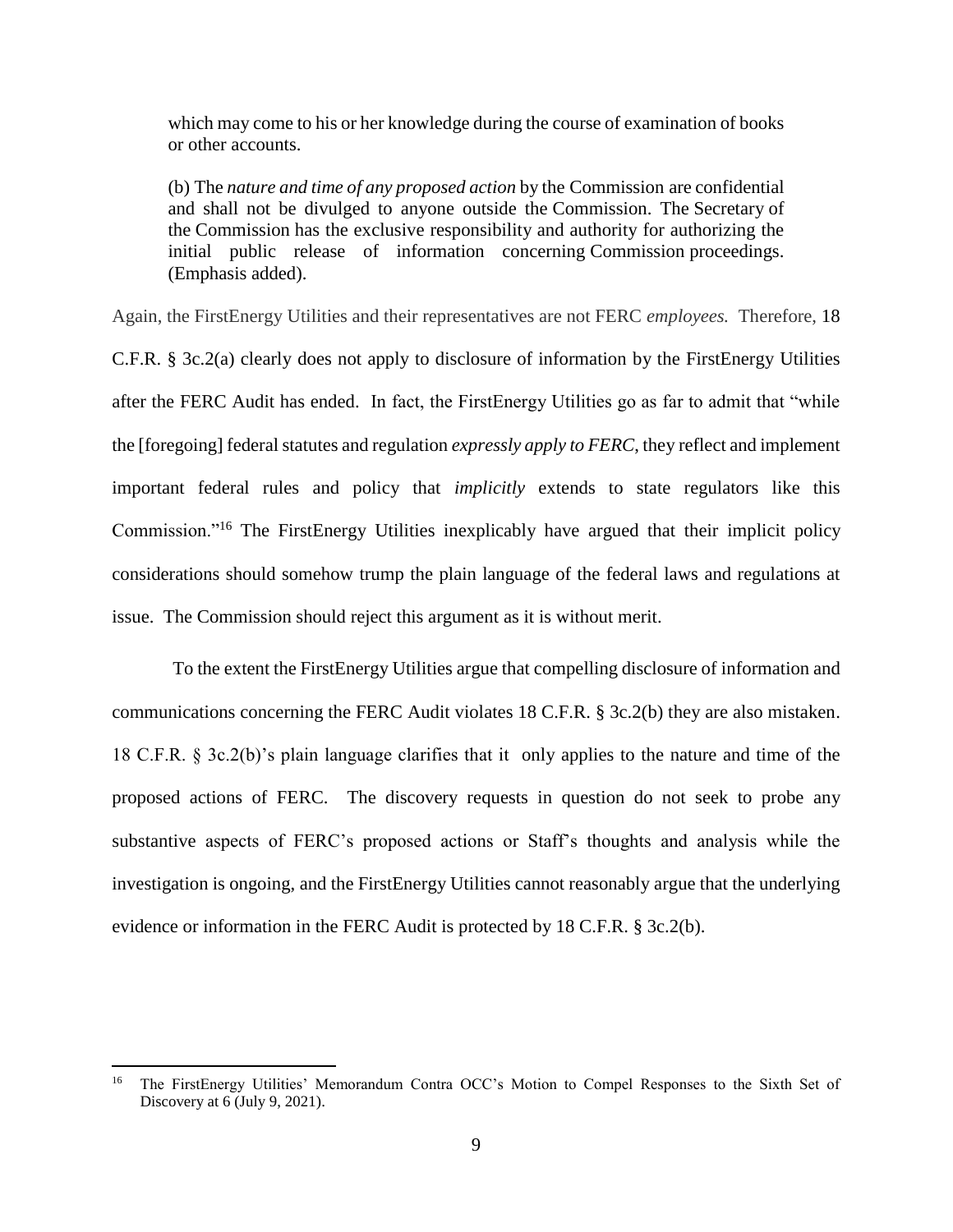> which may come to his or her knowledge during the course of examination of books or other accounts.
>
> (b) The *nature and time of any proposed action* by the Commission are confidential and shall not be divulged to anyone outside the Commission. The Secretary of the Commission has the exclusive responsibility and authority for authorizing the initial public release of information concerning Commission proceedings. (Emphasis added).

Again, the FirstEnergy Utilities and their representatives are not FERC *employees.* Therefore, 18 C.F.R. § 3c.2(a) clearly does not apply to disclosure of information by the FirstEnergy Utilities after the FERC Audit has ended. In fact, the FirstEnergy Utilities go as far to admit that "while the [foregoing] federal statutes and regulation *expressly apply to FERC*, they reflect and implement important federal rules and policy that *implicitly* extends to state regulators like this Commission."[16] The FirstEnergy Utilities inexplicably have argued that their implicit policy considerations should somehow trump the plain language of the federal laws and regulations at issue. The Commission should reject this argument as it is without merit.

To the extent the FirstEnergy Utilities argue that compelling disclosure of information and communications concerning the FERC Audit violates 18 C.F.R. § 3c.2(b) they are also mistaken. 18 C.F.R. § 3c.2(b)'s plain language clarifies that it only applies to the nature and time of the proposed actions of FERC. The discovery requests in question do not seek to probe any substantive aspects of FERC's proposed actions or Staff's thoughts and analysis while the investigation is ongoing, and the FirstEnergy Utilities cannot reasonably argue that the underlying evidence or information in the FERC Audit is protected by 18 C.F.R. § 3c.2(b).

[16] The FirstEnergy Utilities' Memorandum Contra OCC's Motion to Compel Responses to the Sixth Set of Discovery at 6 (July 9, 2021).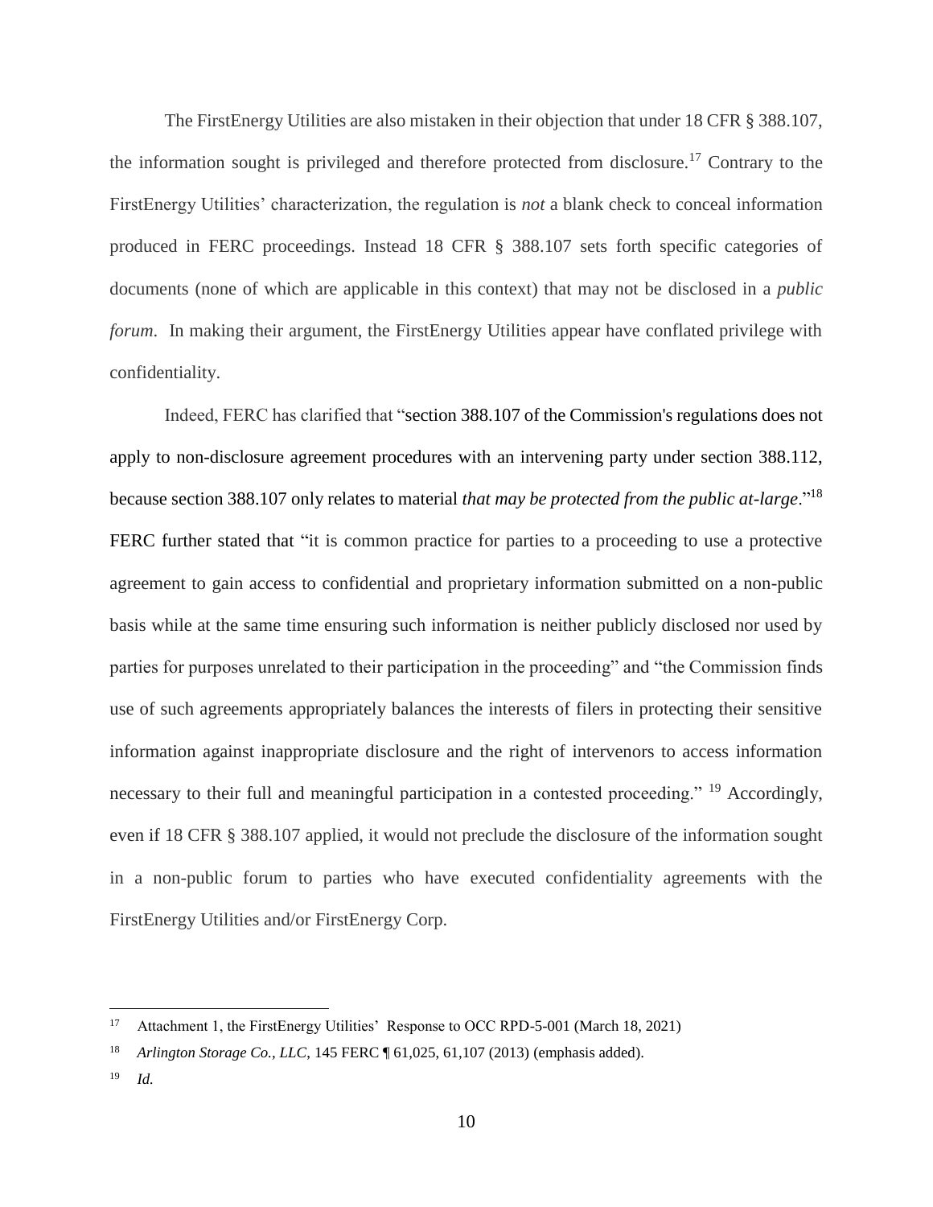The FirstEnergy Utilities are also mistaken in their objection that under 18 CFR § 388.107, the information sought is privileged and therefore protected from disclosure.[17] Contrary to the FirstEnergy Utilities' characterization, the regulation is *not* a blank check to conceal information produced in FERC proceedings. Instead 18 CFR § 388.107 sets forth specific categories of documents (none of which are applicable in this context) that may not be disclosed in a *public forum*. In making their argument, the FirstEnergy Utilities appear have conflated privilege with confidentiality.

Indeed, FERC has clarified that "section 388.107 of the Commission's regulations does not apply to non-disclosure agreement procedures with an intervening party under section 388.112, because section 388.107 only relates to material *that may be protected from the public at-large*."[18] FERC further stated that "it is common practice for parties to a proceeding to use a protective agreement to gain access to confidential and proprietary information submitted on a non-public basis while at the same time ensuring such information is neither publicly disclosed nor used by parties for purposes unrelated to their participation in the proceeding" and "the Commission finds use of such agreements appropriately balances the interests of filers in protecting their sensitive information against inappropriate disclosure and the right of intervenors to access information necessary to their full and meaningful participation in a contested proceeding." [19] Accordingly, even if 18 CFR § 388.107 applied, it would not preclude the disclosure of the information sought in a non-public forum to parties who have executed confidentiality agreements with the FirstEnergy Utilities and/or FirstEnergy Corp.

---

[17] Attachment 1, the FirstEnergy Utilities' Response to OCC RPD-5-001 (March 18, 2021)

[18] *Arlington Storage Co., LLC*, 145 FERC ¶ 61,025, 61,107 (2013) (emphasis added).

[19] *Id.*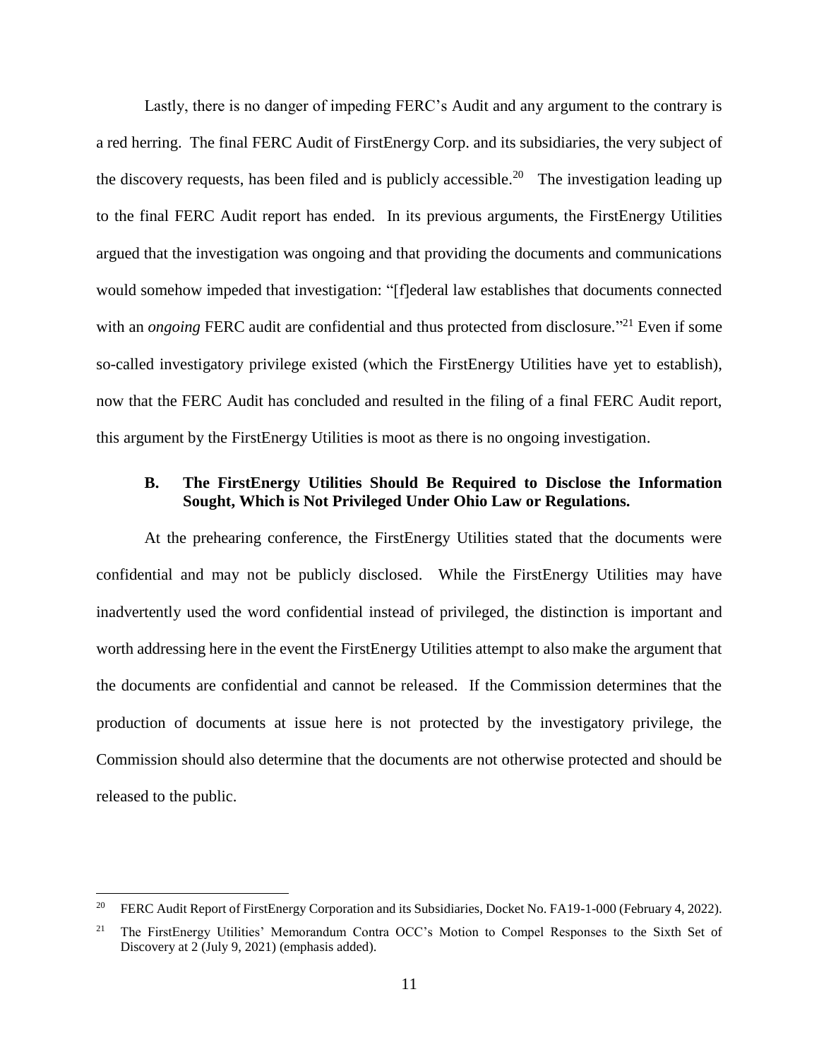Lastly, there is no danger of impeding FERC's Audit and any argument to the contrary is a red herring. The final FERC Audit of FirstEnergy Corp. and its subsidiaries, the very subject of the discovery requests, has been filed and is publicly accessible.[20] The investigation leading up to the final FERC Audit report has ended. In its previous arguments, the FirstEnergy Utilities argued that the investigation was ongoing and that providing the documents and communications would somehow impeded that investigation: "[f]ederal law establishes that documents connected with an *ongoing* FERC audit are confidential and thus protected from disclosure."[21] Even if some so-called investigatory privilege existed (which the FirstEnergy Utilities have yet to establish), now that the FERC Audit has concluded and resulted in the filing of a final FERC Audit report, this argument by the FirstEnergy Utilities is moot as there is no ongoing investigation.

### B. The FirstEnergy Utilities Should Be Required to Disclose the Information Sought, Which is Not Privileged Under Ohio Law or Regulations.

At the prehearing conference, the FirstEnergy Utilities stated that the documents were confidential and may not be publicly disclosed. While the FirstEnergy Utilities may have inadvertently used the word confidential instead of privileged, the distinction is important and worth addressing here in the event the FirstEnergy Utilities attempt to also make the argument that the documents are confidential and cannot be released. If the Commission determines that the production of documents at issue here is not protected by the investigatory privilege, the Commission should also determine that the documents are not otherwise protected and should be released to the public.

---

[20] FERC Audit Report of FirstEnergy Corporation and its Subsidiaries, Docket No. FA19-1-000 (February 4, 2022).

[21] The FirstEnergy Utilities' Memorandum Contra OCC's Motion to Compel Responses to the Sixth Set of Discovery at 2 (July 9, 2021) (emphasis added).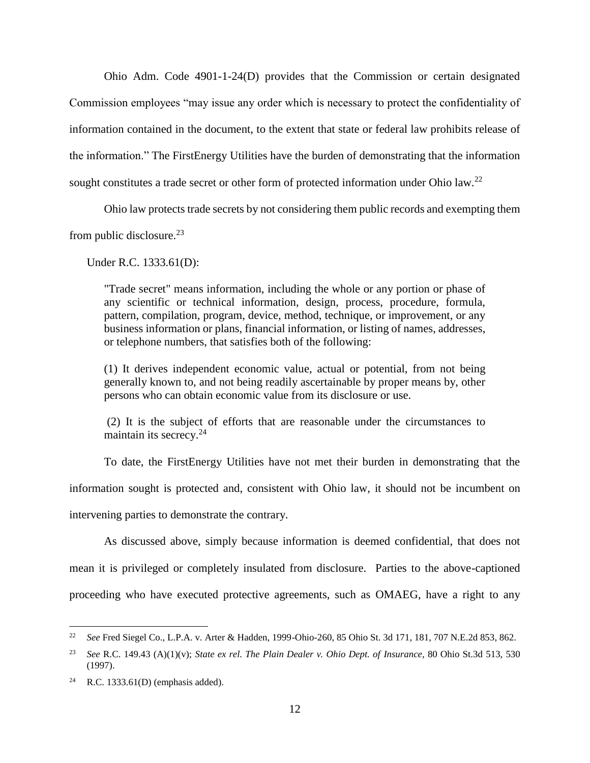Ohio Adm. Code 4901-1-24(D) provides that the Commission or certain designated Commission employees "may issue any order which is necessary to protect the confidentiality of information contained in the document, to the extent that state or federal law prohibits release of the information." The FirstEnergy Utilities have the burden of demonstrating that the information sought constitutes a trade secret or other form of protected information under Ohio law.[22]

Ohio law protects trade secrets by not considering them public records and exempting them from public disclosure.[23]

Under R.C. 1333.61(D):

> "Trade secret" means information, including the whole or any portion or phase of any scientific or technical information, design, process, procedure, formula, pattern, compilation, program, device, method, technique, or improvement, or any business information or plans, financial information, or listing of names, addresses, or telephone numbers, that satisfies both of the following:
>
> (1) It derives independent economic value, actual or potential, from not being generally known to, and not being readily ascertainable by proper means by, other persons who can obtain economic value from its disclosure or use.
>
> (2) It is the subject of efforts that are reasonable under the circumstances to maintain its secrecy.[24]

To date, the FirstEnergy Utilities have not met their burden in demonstrating that the information sought is protected and, consistent with Ohio law, it should not be incumbent on intervening parties to demonstrate the contrary.

As discussed above, simply because information is deemed confidential, that does not mean it is privileged or completely insulated from disclosure. Parties to the above-captioned proceeding who have executed protective agreements, such as OMAEG, have a right to any

---

[22] *See* Fred Siegel Co., L.P.A. v. Arter & Hadden, 1999-Ohio-260, 85 Ohio St. 3d 171, 181, 707 N.E.2d 853, 862.

[23] *See* R.C. 149.43 (A)(1)(v); *State ex rel. The Plain Dealer v. Ohio Dept. of Insurance*, 80 Ohio St.3d 513, 530 (1997).

[24] R.C. 1333.61(D) (emphasis added).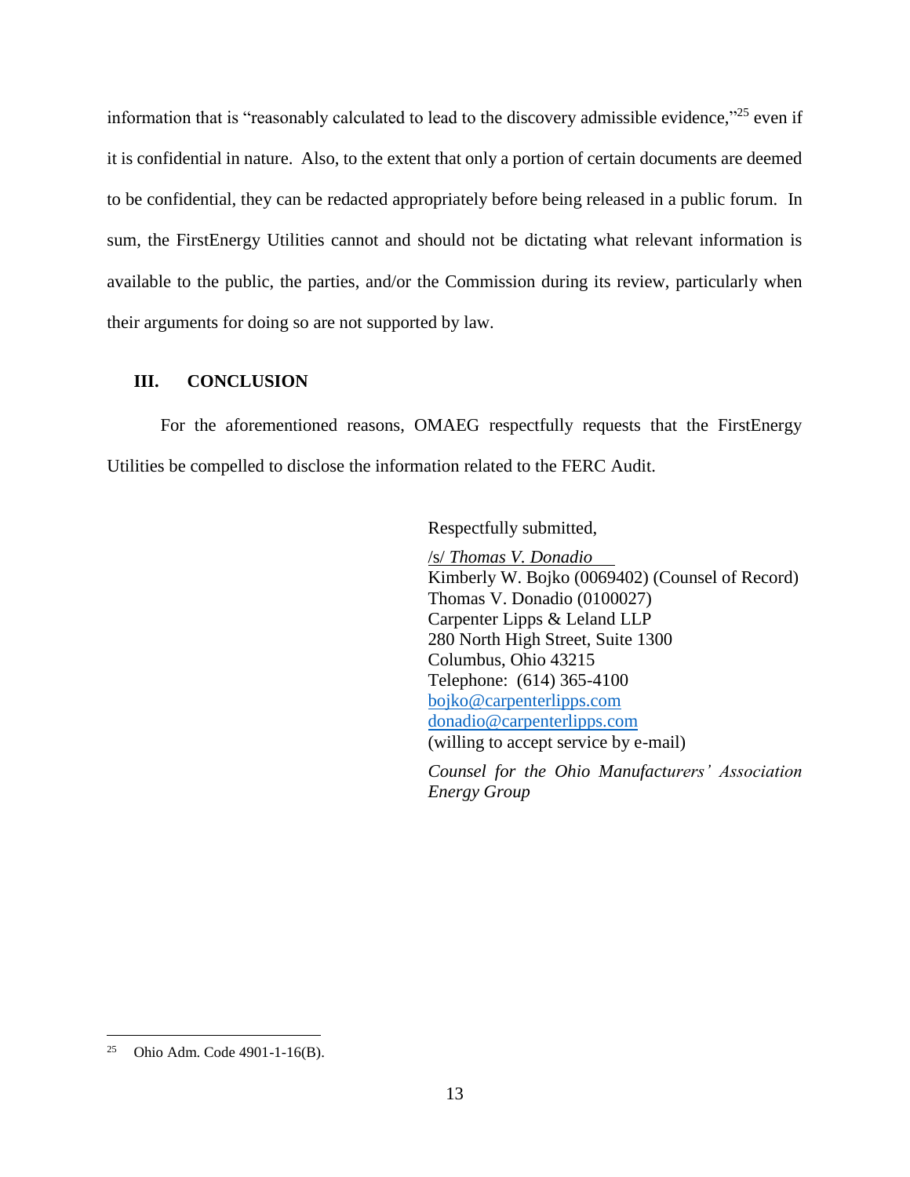information that is "reasonably calculated to lead to the discovery admissible evidence,"[25] even if it is confidential in nature. Also, to the extent that only a portion of certain documents are deemed to be confidential, they can be redacted appropriately before being released in a public forum. In sum, the FirstEnergy Utilities cannot and should not be dictating what relevant information is available to the public, the parties, and/or the Commission during its review, particularly when their arguments for doing so are not supported by law.

## III. CONCLUSION

For the aforementioned reasons, OMAEG respectfully requests that the FirstEnergy Utilities be compelled to disclose the information related to the FERC Audit.

Respectfully submitted,

/s/ *Thomas V. Donadio*
Kimberly W. Bojko (0069402) (Counsel of Record)
Thomas V. Donadio (0100027)
Carpenter Lipps & Leland LLP
280 North High Street, Suite 1300
Columbus, Ohio 43215
Telephone: (614) 365-4100
bojko@carpenterlipps.com
donadio@carpenterlipps.com
(willing to accept service by e-mail)

*Counsel for the Ohio Manufacturers' Association Energy Group*

---

[25] Ohio Adm. Code 4901-1-16(B).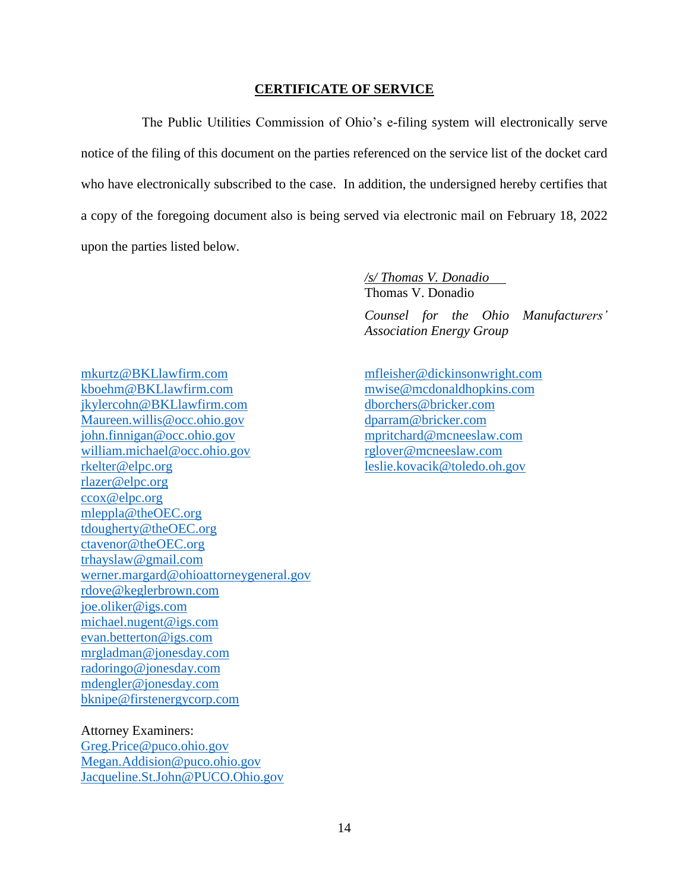**CERTIFICATE OF SERVICE**

The Public Utilities Commission of Ohio's e-filing system will electronically serve notice of the filing of this document on the parties referenced on the service list of the docket card who have electronically subscribed to the case. In addition, the undersigned hereby certifies that a copy of the foregoing document also is being served via electronic mail on February 18, 2022 upon the parties listed below.

*/s/ Thomas V. Donadio*
Thomas V. Donadio

*Counsel for the Ohio Manufacturers' Association Energy Group*

mkurtz@BKLlawfirm.com
kboehm@BKLlawfirm.com
jkylercohn@BKLlawfirm.com
Maureen.willis@occ.ohio.gov
john.finnigan@occ.ohio.gov
william.michael@occ.ohio.gov
rkelter@elpc.org
rlazer@elpc.org
ccox@elpc.org
mleppla@theOEC.org
tdougherty@theOEC.org
ctavenor@theOEC.org
trhayslaw@gmail.com
werner.margard@ohioattorneygeneral.gov
rdove@keglerbrown.com
joe.oliker@igs.com
michael.nugent@igs.com
evan.betterton@igs.com
mrgladman@jonesday.com
radoringo@jonesday.com
mdengler@jonesday.com
bknipe@firstenergycorp.com

Attorney Examiners:
Greg.Price@puco.ohio.gov
Megan.Addision@puco.ohio.gov
Jacqueline.St.John@PUCO.Ohio.gov

mfleisher@dickinsonwright.com
mwise@mcdonaldhopkins.com
dborchers@bricker.com
dparram@bricker.com
mpritchard@mcneeslaw.com
rglover@mcneeslaw.com
leslie.kovacik@toledo.oh.gov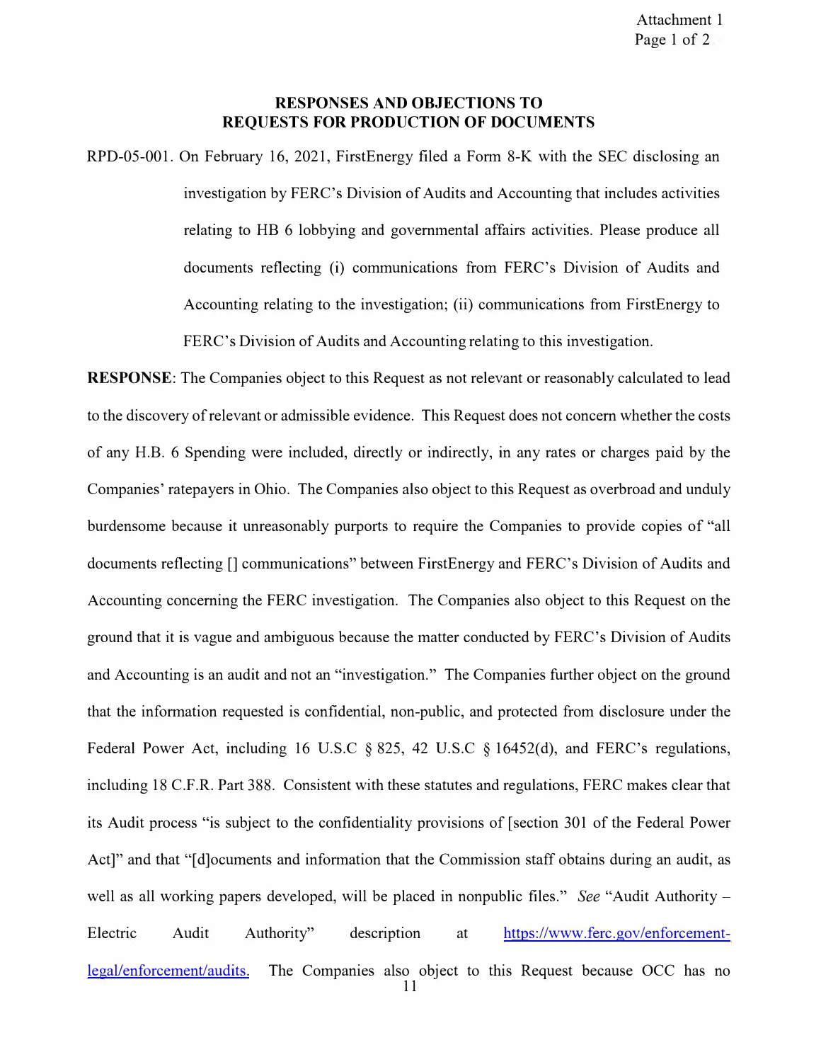**RESPONSES AND OBJECTIONS TO REQUESTS FOR PRODUCTION OF DOCUMENTS**

RPD-05-001. On February 16, 2021, FirstEnergy filed a Form 8-K with the SEC disclosing an investigation by FERC's Division of Audits and Accounting that includes activities relating to HB 6 lobbying and governmental affairs activities. Please produce all documents reflecting (i) communications from FERC's Division of Audits and Accounting relating to the investigation; (ii) communications from FirstEnergy to FERC's Division of Audits and Accounting relating to this investigation.

**RESPONSE**: The Companies object to this Request as not relevant or reasonably calculated to lead to the discovery of relevant or admissible evidence. This Request does not concern whether the costs of any H.B. 6 Spending were included, directly or indirectly, in any rates or charges paid by the Companies' ratepayers in Ohio. The Companies also object to this Request as overbroad and unduly burdensome because it unreasonably purports to require the Companies to provide copies of "all documents reflecting [] communications" between FirstEnergy and FERC's Division of Audits and Accounting concerning the FERC investigation. The Companies also object to this Request on the ground that it is vague and ambiguous because the matter conducted by FERC's Division of Audits and Accounting is an audit and not an "investigation." The Companies further object on the ground that the information requested is confidential, non-public, and protected from disclosure under the Federal Power Act, including 16 U.S.C § 825, 42 U.S.C § 16452(d), and FERC's regulations, including 18 C.F.R. Part 388. Consistent with these statutes and regulations, FERC makes clear that its Audit process "is subject to the confidentiality provisions of [section 301 of the Federal Power Act]" and that "[d]ocuments and information that the Commission staff obtains during an audit, as well as all working papers developed, will be placed in nonpublic files." *See* "Audit Authority – Electric Audit Authority" description at https://www.ferc.gov/enforcement-legal/enforcement/audits. The Companies also object to this Request because OCC has no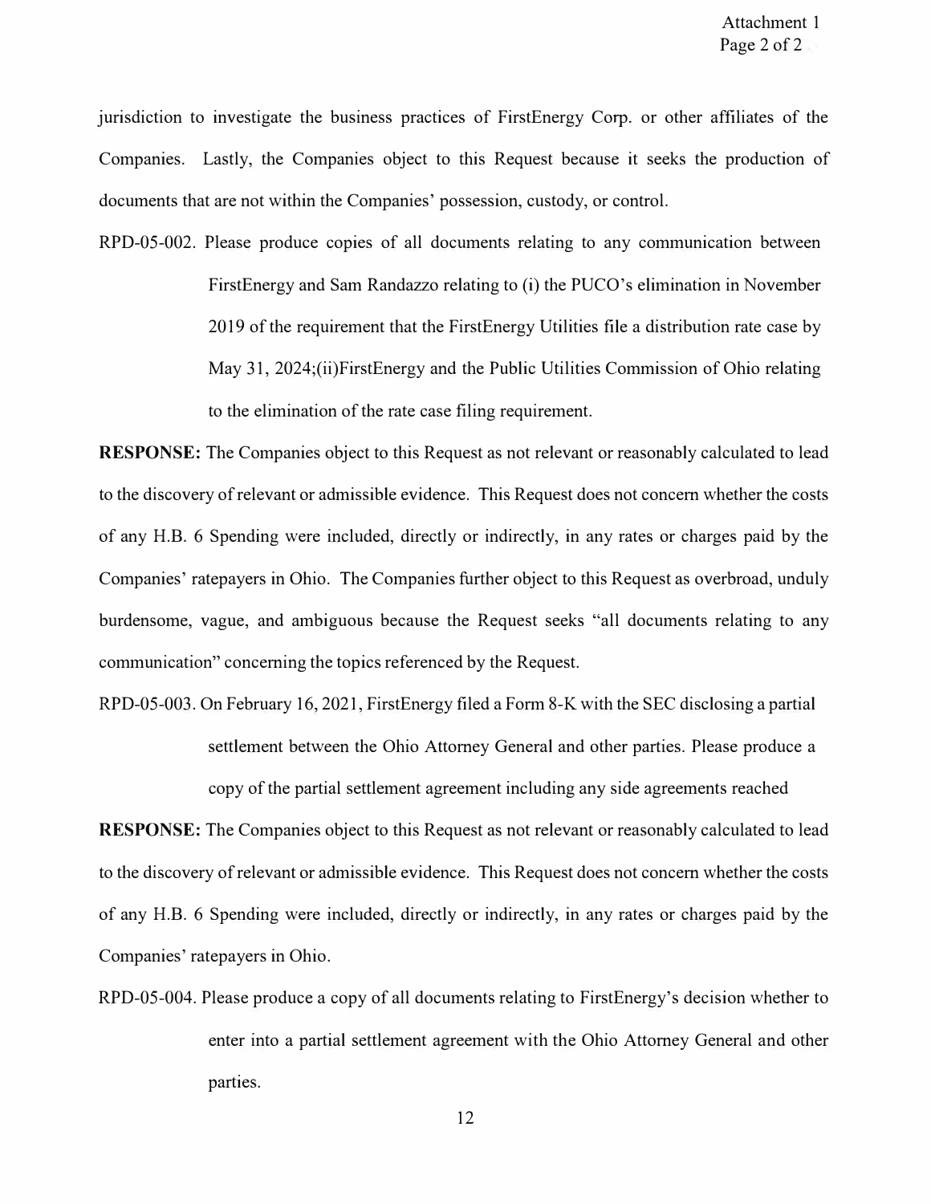jurisdiction to investigate the business practices of FirstEnergy Corp. or other affiliates of the Companies. Lastly, the Companies object to this Request because it seeks the production of documents that are not within the Companies' possession, custody, or control.

RPD-05-002. Please produce copies of all documents relating to any communication between FirstEnergy and Sam Randazzo relating to (i) the PUCO's elimination in November 2019 of the requirement that the FirstEnergy Utilities file a distribution rate case by May 31, 2024;(ii)FirstEnergy and the Public Utilities Commission of Ohio relating to the elimination of the rate case filing requirement.

**RESPONSE:** The Companies object to this Request as not relevant or reasonably calculated to lead to the discovery of relevant or admissible evidence. This Request does not concern whether the costs of any H.B. 6 Spending were included, directly or indirectly, in any rates or charges paid by the Companies' ratepayers in Ohio. The Companies further object to this Request as overbroad, unduly burdensome, vague, and ambiguous because the Request seeks "all documents relating to any communication" concerning the topics referenced by the Request.

RPD-05-003. On February 16, 2021, FirstEnergy filed a Form 8-K with the SEC disclosing a partial settlement between the Ohio Attorney General and other parties. Please produce a copy of the partial settlement agreement including any side agreements reached

**RESPONSE:** The Companies object to this Request as not relevant or reasonably calculated to lead to the discovery of relevant or admissible evidence. This Request does not concern whether the costs of any H.B. 6 Spending were included, directly or indirectly, in any rates or charges paid by the Companies' ratepayers in Ohio.

RPD-05-004. Please produce a copy of all documents relating to FirstEnergy's decision whether to enter into a partial settlement agreement with the Ohio Attorney General and other parties.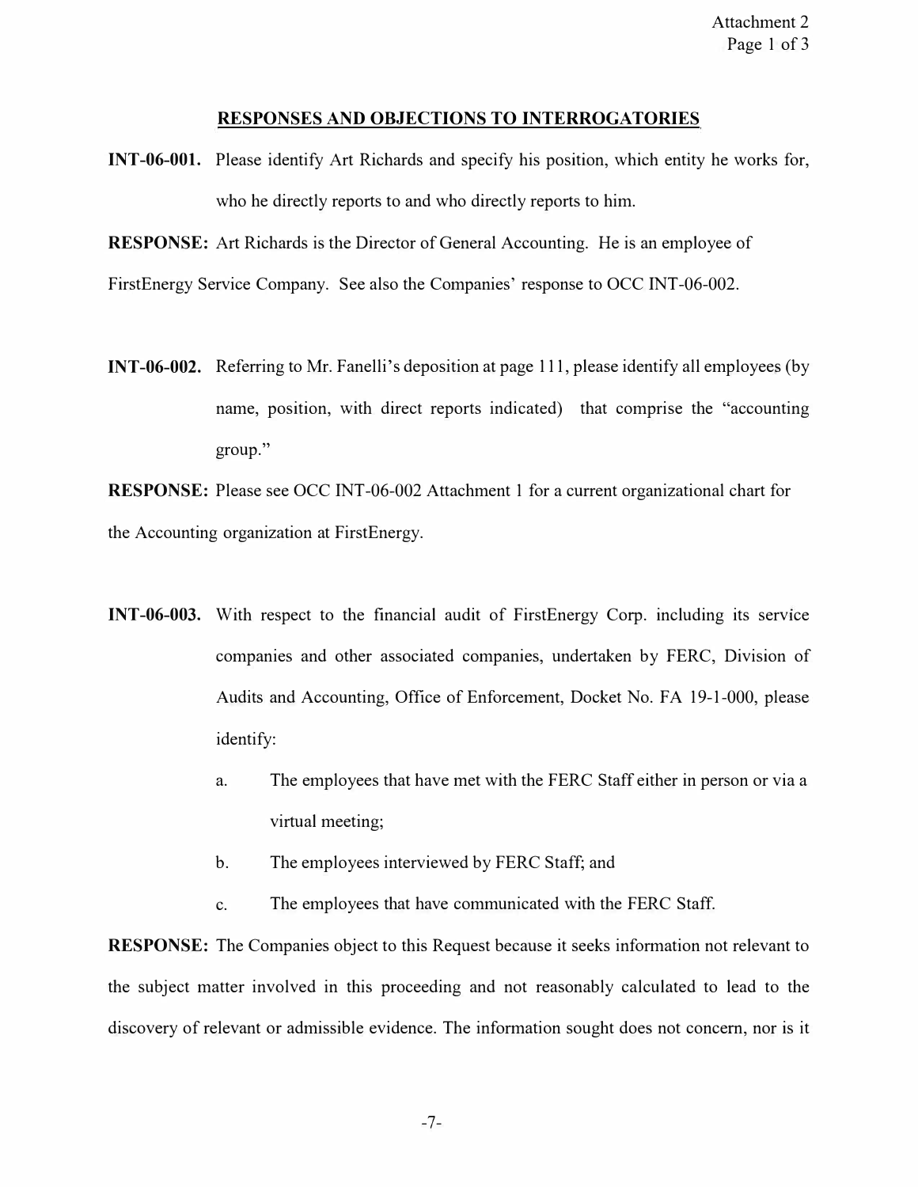## RESPONSES AND OBJECTIONS TO INTERROGATORIES

**INT-06-001.** Please identify Art Richards and specify his position, which entity he works for, who he directly reports to and who directly reports to him.

**RESPONSE:** Art Richards is the Director of General Accounting. He is an employee of FirstEnergy Service Company. See also the Companies' response to OCC INT-06-002.

**INT-06-002.** Referring to Mr. Fanelli's deposition at page 111, please identify all employees (by name, position, with direct reports indicated) that comprise the "accounting group."

**RESPONSE:** Please see OCC INT-06-002 Attachment 1 for a current organizational chart for the Accounting organization at FirstEnergy.

**INT-06-003.** With respect to the financial audit of FirstEnergy Corp. including its service companies and other associated companies, undertaken by FERC, Division of Audits and Accounting, Office of Enforcement, Docket No. FA 19-1-000, please identify:

a. The employees that have met with the FERC Staff either in person or via a virtual meeting;

b. The employees interviewed by FERC Staff; and

c. The employees that have communicated with the FERC Staff.

**RESPONSE:** The Companies object to this Request because it seeks information not relevant to the subject matter involved in this proceeding and not reasonably calculated to lead to the discovery of relevant or admissible evidence. The information sought does not concern, nor is it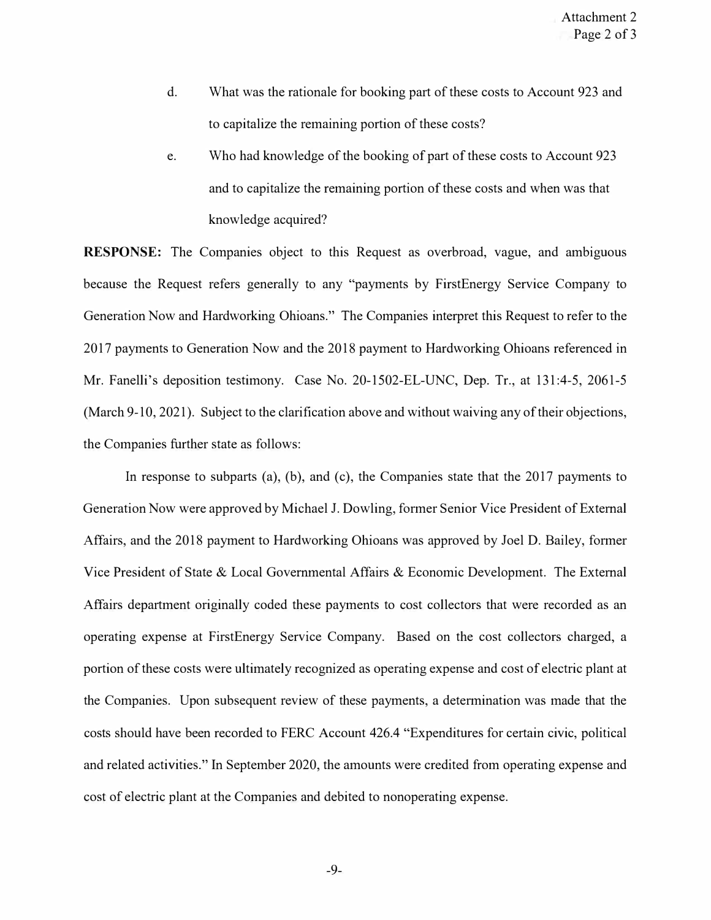d. What was the rationale for booking part of these costs to Account 923 and to capitalize the remaining portion of these costs?

e. Who had knowledge of the booking of part of these costs to Account 923 and to capitalize the remaining portion of these costs and when was that knowledge acquired?

**RESPONSE:** The Companies object to this Request as overbroad, vague, and ambiguous because the Request refers generally to any "payments by FirstEnergy Service Company to Generation Now and Hardworking Ohioans." The Companies interpret this Request to refer to the 2017 payments to Generation Now and the 2018 payment to Hardworking Ohioans referenced in Mr. Fanelli's deposition testimony. Case No. 20-1502-EL-UNC, Dep. Tr., at 131:4-5, 2061-5 (March 9-10, 2021). Subject to the clarification above and without waiving any of their objections, the Companies further state as follows:

In response to subparts (a), (b), and (c), the Companies state that the 2017 payments to Generation Now were approved by Michael J. Dowling, former Senior Vice President of External Affairs, and the 2018 payment to Hardworking Ohioans was approved by Joel D. Bailey, former Vice President of State & Local Governmental Affairs & Economic Development. The External Affairs department originally coded these payments to cost collectors that were recorded as an operating expense at FirstEnergy Service Company. Based on the cost collectors charged, a portion of these costs were ultimately recognized as operating expense and cost of electric plant at the Companies. Upon subsequent review of these payments, a determination was made that the costs should have been recorded to FERC Account 426.4 "Expenditures for certain civic, political and related activities." In September 2020, the amounts were credited from operating expense and cost of electric plant at the Companies and debited to nonoperating expense.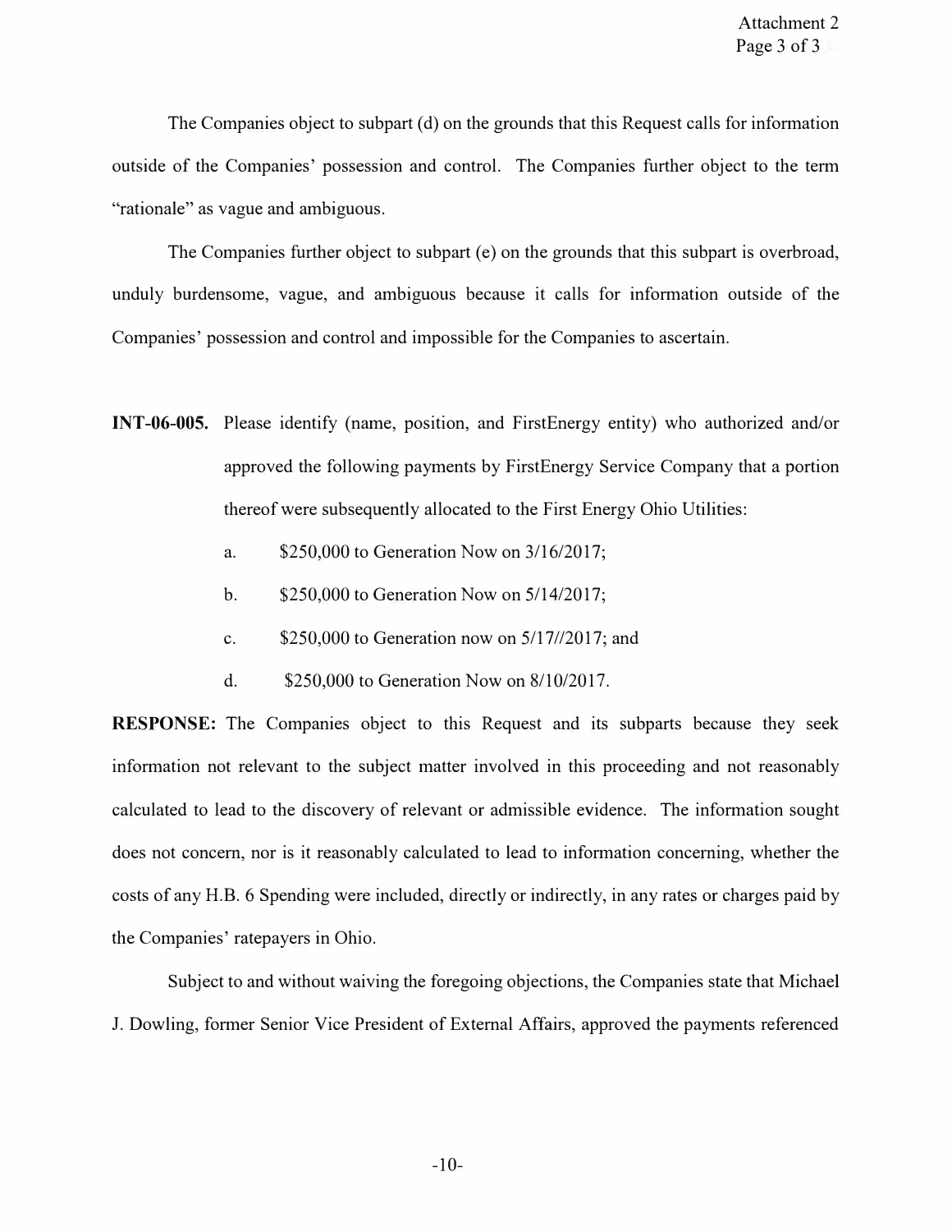The Companies object to subpart (d) on the grounds that this Request calls for information outside of the Companies' possession and control. The Companies further object to the term "rationale" as vague and ambiguous.

The Companies further object to subpart (e) on the grounds that this subpart is overbroad, unduly burdensome, vague, and ambiguous because it calls for information outside of the Companies' possession and control and impossible for the Companies to ascertain.

**INT-06-005.** Please identify (name, position, and FirstEnergy entity) who authorized and/or approved the following payments by FirstEnergy Service Company that a portion thereof were subsequently allocated to the First Energy Ohio Utilities:

a. $250,000 to Generation Now on 3/16/2017;

b. $250,000 to Generation Now on 5/14/2017;

c. $250,000 to Generation now on 5/17//2017; and

d. $250,000 to Generation Now on 8/10/2017.

**RESPONSE:** The Companies object to this Request and its subparts because they seek information not relevant to the subject matter involved in this proceeding and not reasonably calculated to lead to the discovery of relevant or admissible evidence. The information sought does not concern, nor is it reasonably calculated to lead to information concerning, whether the costs of any H.B. 6 Spending were included, directly or indirectly, in any rates or charges paid by the Companies' ratepayers in Ohio.

Subject to and without waiving the foregoing objections, the Companies state that Michael J. Dowling, former Senior Vice President of External Affairs, approved the payments referenced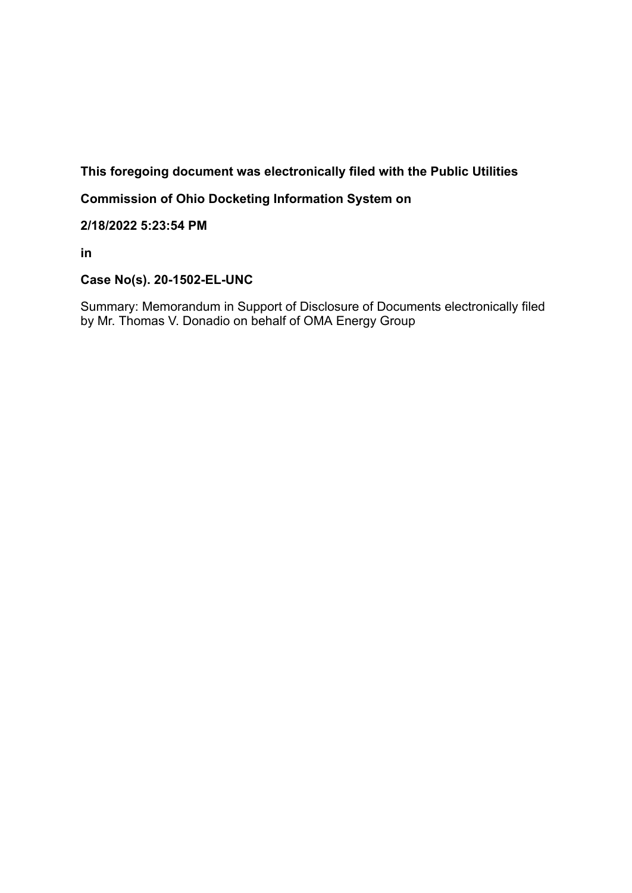**This foregoing document was electronically filed with the Public Utilities**

**Commission of Ohio Docketing Information System on**

**2/18/2022 5:23:54 PM**

**in**

**Case No(s). 20-1502-EL-UNC**

Summary: Memorandum in Support of Disclosure of Documents electronically filed by Mr. Thomas V. Donadio on behalf of OMA Energy Group